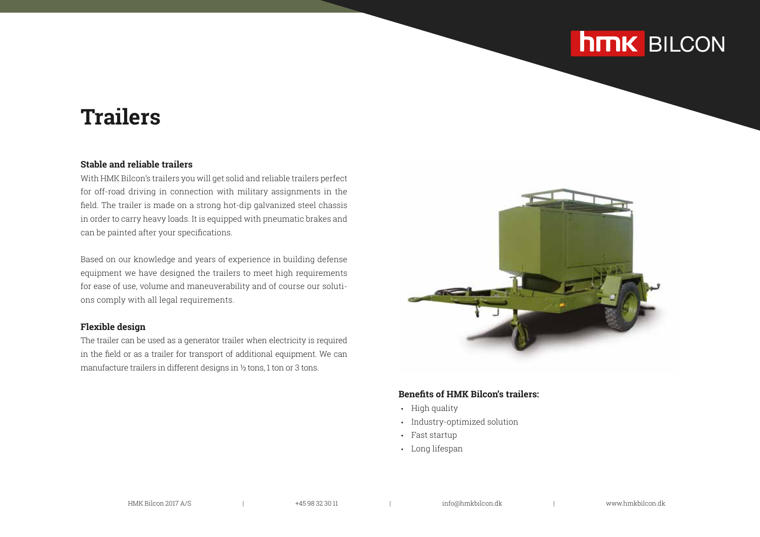# Trailers

### Stable and reliable trailers

With HMK Bilcon's trailers you will get solid and reliable trailers perfect for off-road driving in connection with military assignments in the field. The trailer is made on a strong hot-dip galvanized steel chassis in order to carry heavy loads. It is equipped with pneumatic brakes and can be painted after your specifications.

Based on our knowledge and years of experience in building defense equipment we have designed the trailers to meet high requirements for ease of use, volume and maneuverability and of course our solutions comply with all legal requirements.

### Flexible design

The trailer can be used as a generator trailer when electricity is required in the field or as a trailer for transport of additional equipment. We can manufacture trailers in different designs in ½ tons, 1 ton or 3 tons.

### Benefits of HMK Bilcon's trailers:

- High quality
- Industry-optimized solution
- Fast startup
- Long lifespan

HMK Bilcon 2017 A/S | +45 98 32 30 11 | info@hmkbilcon.dk | www.hmkbilcon.dk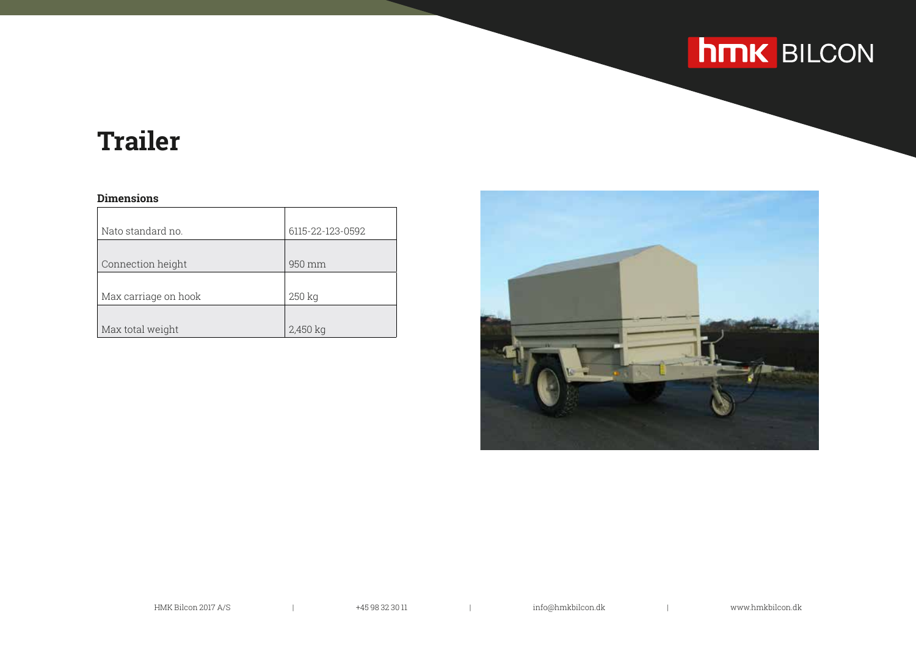# Trailer

**Dimensions**

| | |
|---|---|
| Nato standard no. | 6115-22-123-0592 |
| Connection height | 950 mm |
| Max carriage on hook | 250 kg |
| Max total weight | 2,450 kg |

HMK Bilcon 2017 A/S | +45 98 32 30 11 | info@hmkbilcon.dk | www.hmkbilcon.dk